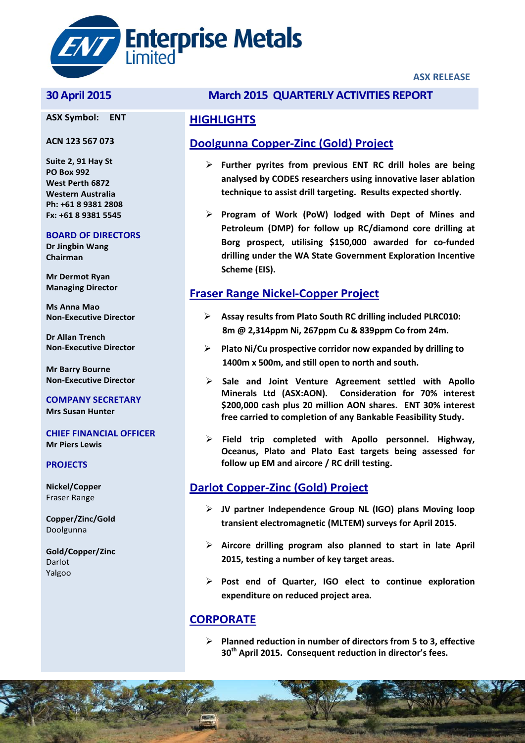**Enterprise Metals Limited**

**ASX RELEASE**

## 30 April 2015

**ASX Symbol: ENT**

**ACN 123 567 073**

**Suite 2, 91 Hay St**
**PO Box 992**
**West Perth 6872**
**Western Australia**
**Ph: +61 8 9381 2808**
**Fx: +61 8 9381 5545**

**BOARD OF DIRECTORS**

**Dr Jingbin Wang**
**Chairman**

**Mr Dermot Ryan**
**Managing Director**

**Ms Anna Mao**
**Non-Executive Director**

**Dr Allan Trench**
**Non-Executive Director**

**Mr Barry Bourne**
**Non-Executive Director**

**COMPANY SECRETARY**

**Mrs Susan Hunter**

**CHIEF FINANCIAL OFFICER**

**Mr Piers Lewis**

**PROJECTS**

**Nickel/Copper**
Fraser Range

**Copper/Zinc/Gold**
Doolgunna

**Gold/Copper/Zinc**
Darlot
Yalgoo

# March 2015 QUARTERLY ACTIVITIES REPORT

## HIGHLIGHTS

### Doolgunna Copper-Zinc (Gold) Project

- **Further pyrites from previous ENT RC drill holes are being analysed by CODES researchers using innovative laser ablation technique to assist drill targeting. Results expected shortly.**
- **Program of Work (PoW) lodged with Dept of Mines and Petroleum (DMP) for follow up RC/diamond core drilling at Borg prospect, utilising $150,000 awarded for co-funded drilling under the WA State Government Exploration Incentive Scheme (EIS).**

### Fraser Range Nickel-Copper Project

- **Assay results from Plato South RC drilling included PLRC010: 8m @ 2,314ppm Ni, 267ppm Cu & 839ppm Co from 24m.**
- **Plato Ni/Cu prospective corridor now expanded by drilling to 1400m x 500m, and still open to north and south.**
- **Sale and Joint Venture Agreement settled with Apollo Minerals Ltd (ASX:AON). Consideration for 70% interest $200,000 cash plus 20 million AON shares. ENT 30% interest free carried to completion of any Bankable Feasibility Study.**
- **Field trip completed with Apollo personnel. Highway, Oceanus, Plato and Plato East targets being assessed for follow up EM and aircore / RC drill testing.**

### Darlot Copper-Zinc (Gold) Project

- **JV partner Independence Group NL (IGO) plans Moving loop transient electromagnetic (MLTEM) surveys for April 2015.**
- **Aircore drilling program also planned to start in late April 2015, testing a number of key target areas.**
- **Post end of Quarter, IGO elect to continue exploration expenditure on reduced project area.**

## CORPORATE

- **Planned reduction in number of directors from 5 to 3, effective 30th April 2015. Consequent reduction in director's fees.**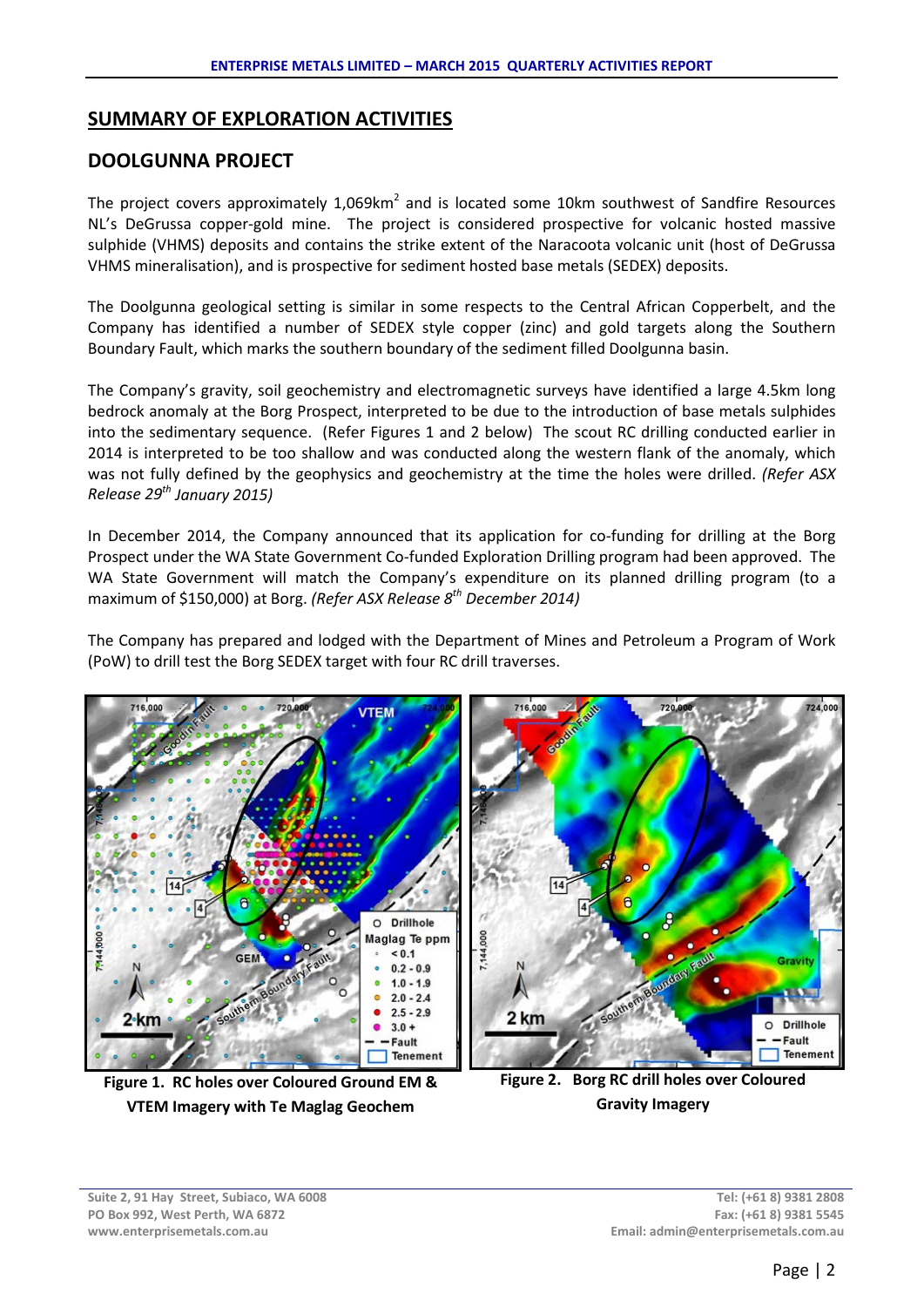## SUMMARY OF EXPLORATION ACTIVITIES

## DOOLGUNNA PROJECT

The project covers approximately 1,069km$^2$ and is located some 10km southwest of Sandfire Resources NL's DeGrussa copper-gold mine. The project is considered prospective for volcanic hosted massive sulphide (VHMS) deposits and contains the strike extent of the Naracoota volcanic unit (host of DeGrussa VHMS mineralisation), and is prospective for sediment hosted base metals (SEDEX) deposits.

The Doolgunna geological setting is similar in some respects to the Central African Copperbelt, and the Company has identified a number of SEDEX style copper (zinc) and gold targets along the Southern Boundary Fault, which marks the southern boundary of the sediment filled Doolgunna basin.

The Company's gravity, soil geochemistry and electromagnetic surveys have identified a large 4.5km long bedrock anomaly at the Borg Prospect, interpreted to be due to the introduction of base metals sulphides into the sedimentary sequence. (Refer Figures 1 and 2 below) The scout RC drilling conducted earlier in 2014 is interpreted to be too shallow and was conducted along the western flank of the anomaly, which was not fully defined by the geophysics and geochemistry at the time the holes were drilled. *(Refer ASX Release 29th January 2015)*

In December 2014, the Company announced that its application for co-funding for drilling at the Borg Prospect under the WA State Government Co-funded Exploration Drilling program had been approved. The WA State Government will match the Company's expenditure on its planned drilling program (to a maximum of $150,000) at Borg. *(Refer ASX Release 8th December 2014)*

The Company has prepared and lodged with the Department of Mines and Petroleum a Program of Work (PoW) to drill test the Borg SEDEX target with four RC drill traverses.

**Figure 1. RC holes over Coloured Ground EM & VTEM Imagery with Te Maglag Geochem**

**Figure 2. Borg RC drill holes over Coloured Gravity Imagery**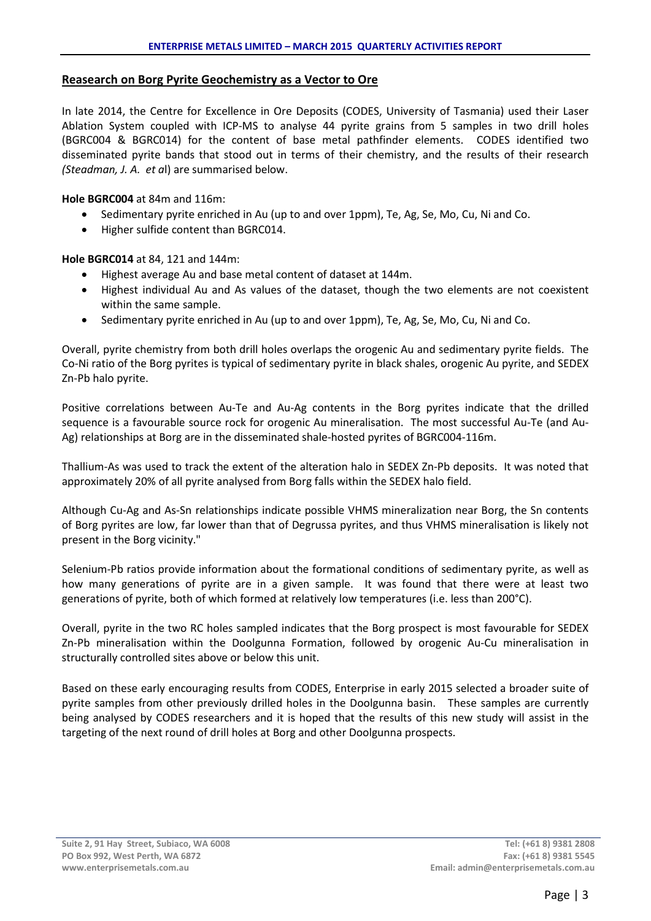## Reasearch on Borg Pyrite Geochemistry as a Vector to Ore

In late 2014, the Centre for Excellence in Ore Deposits (CODES, University of Tasmania) used their Laser Ablation System coupled with ICP-MS to analyse 44 pyrite grains from 5 samples in two drill holes (BGRC004 & BGRC014) for the content of base metal pathfinder elements. CODES identified two disseminated pyrite bands that stood out in terms of their chemistry, and the results of their research *(Steadman, J. A. et al)* are summarised below.

**Hole BGRC004** at 84m and 116m:

- Sedimentary pyrite enriched in Au (up to and over 1ppm), Te, Ag, Se, Mo, Cu, Ni and Co.
- Higher sulfide content than BGRC014.

**Hole BGRC014** at 84, 121 and 144m:

- Highest average Au and base metal content of dataset at 144m.
- Highest individual Au and As values of the dataset, though the two elements are not coexistent within the same sample.
- Sedimentary pyrite enriched in Au (up to and over 1ppm), Te, Ag, Se, Mo, Cu, Ni and Co.

Overall, pyrite chemistry from both drill holes overlaps the orogenic Au and sedimentary pyrite fields. The Co-Ni ratio of the Borg pyrites is typical of sedimentary pyrite in black shales, orogenic Au pyrite, and SEDEX Zn-Pb halo pyrite.

Positive correlations between Au-Te and Au-Ag contents in the Borg pyrites indicate that the drilled sequence is a favourable source rock for orogenic Au mineralisation. The most successful Au-Te (and Au-Ag) relationships at Borg are in the disseminated shale-hosted pyrites of BGRC004-116m.

Thallium-As was used to track the extent of the alteration halo in SEDEX Zn-Pb deposits. It was noted that approximately 20% of all pyrite analysed from Borg falls within the SEDEX halo field.

Although Cu-Ag and As-Sn relationships indicate possible VHMS mineralization near Borg, the Sn contents of Borg pyrites are low, far lower than that of Degrussa pyrites, and thus VHMS mineralisation is likely not present in the Borg vicinity."

Selenium-Pb ratios provide information about the formational conditions of sedimentary pyrite, as well as how many generations of pyrite are in a given sample. It was found that there were at least two generations of pyrite, both of which formed at relatively low temperatures (i.e. less than 200°C).

Overall, pyrite in the two RC holes sampled indicates that the Borg prospect is most favourable for SEDEX Zn-Pb mineralisation within the Doolgunna Formation, followed by orogenic Au-Cu mineralisation in structurally controlled sites above or below this unit.

Based on these early encouraging results from CODES, Enterprise in early 2015 selected a broader suite of pyrite samples from other previously drilled holes in the Doolgunna basin. These samples are currently being analysed by CODES researchers and it is hoped that the results of this new study will assist in the targeting of the next round of drill holes at Borg and other Doolgunna prospects.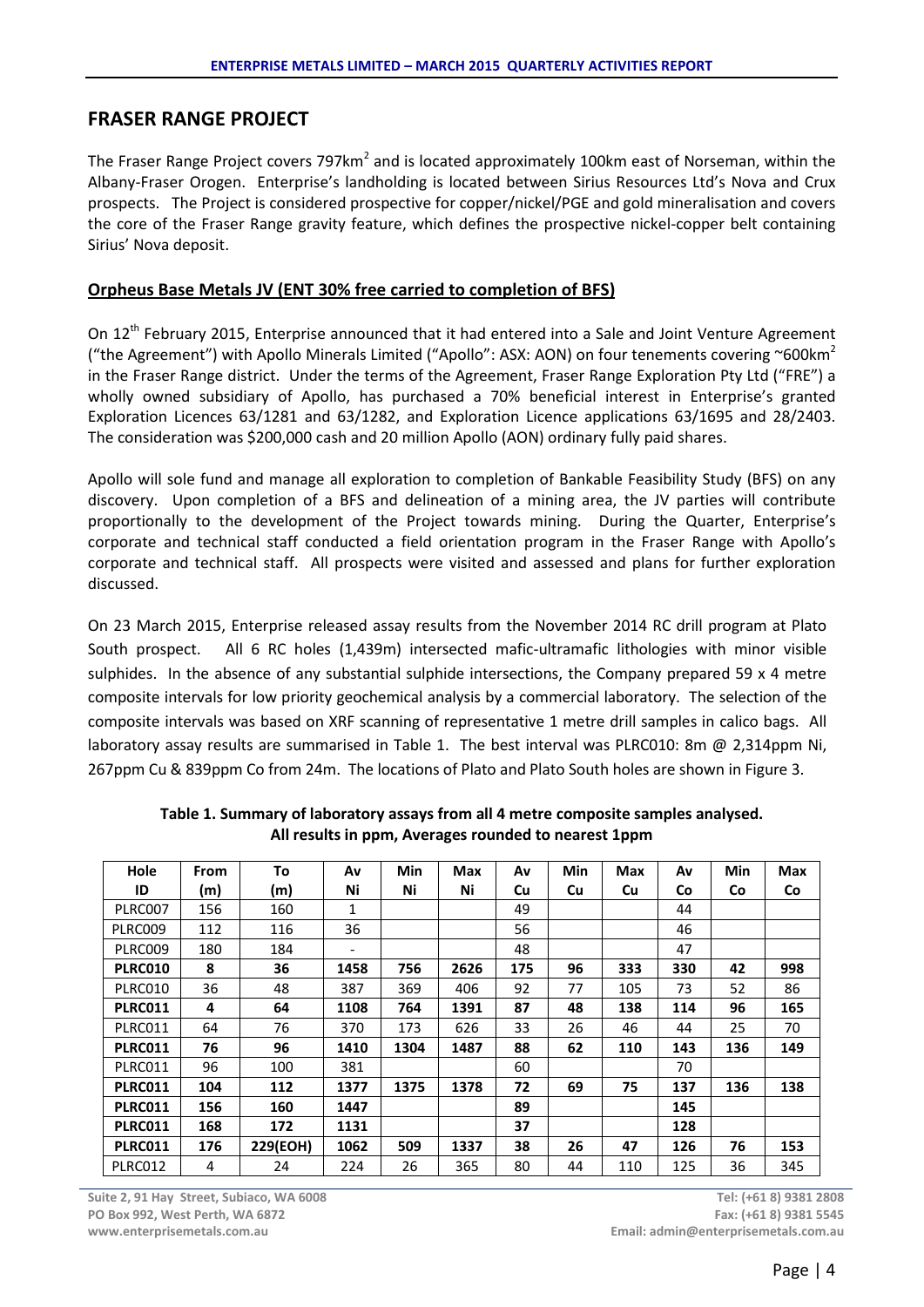## FRASER RANGE PROJECT

The Fraser Range Project covers 797km$^2$ and is located approximately 100km east of Norseman, within the Albany-Fraser Orogen. Enterprise's landholding is located between Sirius Resources Ltd's Nova and Crux prospects. The Project is considered prospective for copper/nickel/PGE and gold mineralisation and covers the core of the Fraser Range gravity feature, which defines the prospective nickel-copper belt containing Sirius' Nova deposit.

### Orpheus Base Metals JV (ENT 30% free carried to completion of BFS)

On 12th February 2015, Enterprise announced that it had entered into a Sale and Joint Venture Agreement ("the Agreement") with Apollo Minerals Limited ("Apollo": ASX: AON) on four tenements covering ~600km$^2$ in the Fraser Range district. Under the terms of the Agreement, Fraser Range Exploration Pty Ltd ("FRE") a wholly owned subsidiary of Apollo, has purchased a 70% beneficial interest in Enterprise's granted Exploration Licences 63/1281 and 63/1282, and Exploration Licence applications 63/1695 and 28/2403. The consideration was $200,000 cash and 20 million Apollo (AON) ordinary fully paid shares.

Apollo will sole fund and manage all exploration to completion of Bankable Feasibility Study (BFS) on any discovery. Upon completion of a BFS and delineation of a mining area, the JV parties will contribute proportionally to the development of the Project towards mining. During the Quarter, Enterprise's corporate and technical staff conducted a field orientation program in the Fraser Range with Apollo's corporate and technical staff. All prospects were visited and assessed and plans for further exploration discussed.

On 23 March 2015, Enterprise released assay results from the November 2014 RC drill program at Plato South prospect. All 6 RC holes (1,439m) intersected mafic-ultramafic lithologies with minor visible sulphides. In the absence of any substantial sulphide intersections, the Company prepared 59 x 4 metre composite intervals for low priority geochemical analysis by a commercial laboratory. The selection of the composite intervals was based on XRF scanning of representative 1 metre drill samples in calico bags. All laboratory assay results are summarised in Table 1. The best interval was PLRC010: 8m @ 2,314ppm Ni, 267ppm Cu & 839ppm Co from 24m. The locations of Plato and Plato South holes are shown in Figure 3.

**Table 1. Summary of laboratory assays from all 4 metre composite samples analysed. All results in ppm, Averages rounded to nearest 1ppm**

| Hole ID | From (m) | To (m) | Av Ni | Min Ni | Max Ni | Av Cu | Min Cu | Max Cu | Av Co | Min Co | Max Co |
|---|---|---|---|---|---|---|---|---|---|---|---|
| PLRC007 | 156 | 160 | 1 | | | 49 | | | 44 | | |
| PLRC009 | 112 | 116 | 36 | | | 56 | | | 46 | | |
| PLRC009 | 180 | 184 | - | | | 48 | | | 47 | | |
| **PLRC010** | **8** | **36** | **1458** | **756** | **2626** | **175** | **96** | **333** | **330** | **42** | **998** |
| PLRC010 | 36 | 48 | 387 | 369 | 406 | 92 | 77 | 105 | 73 | 52 | 86 |
| **PLRC011** | **4** | **64** | **1108** | **764** | **1391** | **87** | **48** | **138** | **114** | **96** | **165** |
| PLRC011 | 64 | 76 | 370 | 173 | 626 | 33 | 26 | 46 | 44 | 25 | 70 |
| **PLRC011** | **76** | **96** | **1410** | **1304** | **1487** | **88** | **62** | **110** | **143** | **136** | **149** |
| PLRC011 | 96 | 100 | 381 | | | 60 | | | 70 | | |
| **PLRC011** | **104** | **112** | **1377** | **1375** | **1378** | **72** | **69** | **75** | **137** | **136** | **138** |
| **PLRC011** | **156** | **160** | **1447** | | | **89** | | | **145** | | |
| **PLRC011** | **168** | **172** | **1131** | | | **37** | | | **128** | | |
| **PLRC011** | **176** | **229(EOH)** | **1062** | **509** | **1337** | **38** | **26** | **47** | **126** | **76** | **153** |
| PLRC012 | 4 | 24 | 224 | 26 | 365 | 80 | 44 | 110 | 125 | 36 | 345 |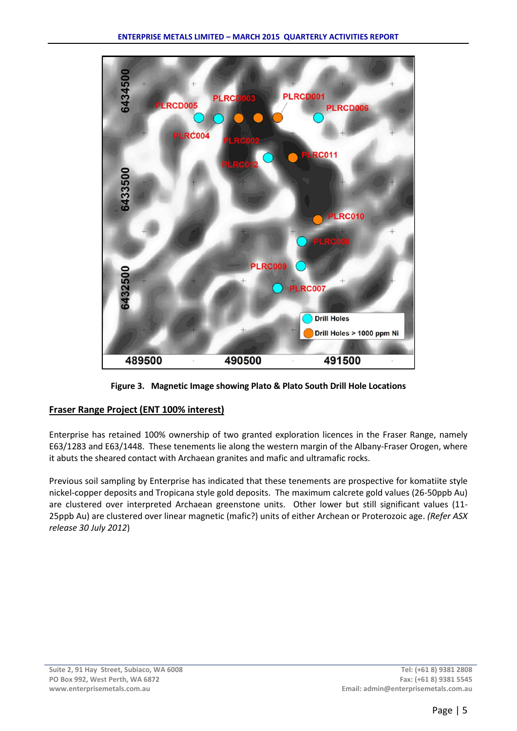Figure 3. Magnetic Image showing Plato & Plato South Drill Hole Locations

## Fraser Range Project (ENT 100% interest)

Enterprise has retained 100% ownership of two granted exploration licences in the Fraser Range, namely E63/1283 and E63/1448. These tenements lie along the western margin of the Albany-Fraser Orogen, where it abuts the sheared contact with Archaean granites and mafic and ultramafic rocks.

Previous soil sampling by Enterprise has indicated that these tenements are prospective for komatiite style nickel-copper deposits and Tropicana style gold deposits. The maximum calcrete gold values (26-50ppb Au) are clustered over interpreted Archaean greenstone units. Other lower but still significant values (11-25ppb Au) are clustered over linear magnetic (mafic?) units of either Archean or Proterozoic age. *(Refer ASX release 30 July 2012*)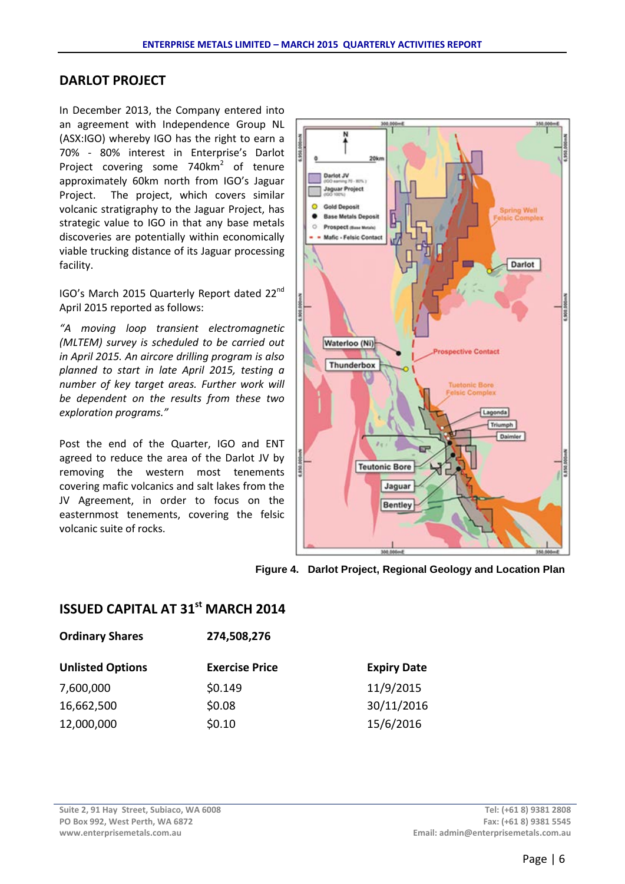## DARLOT PROJECT

In December 2013, the Company entered into an agreement with Independence Group NL (ASX:IGO) whereby IGO has the right to earn a 70% - 80% interest in Enterprise's Darlot Project covering some 740km$^2$ of tenure approximately 60km north from IGO's Jaguar Project. The project, which covers similar volcanic stratigraphy to the Jaguar Project, has strategic value to IGO in that any base metals discoveries are potentially within economically viable trucking distance of its Jaguar processing facility.

IGO's March 2015 Quarterly Report dated 22nd April 2015 reported as follows:

*"A moving loop transient electromagnetic (MLTEM) survey is scheduled to be carried out in April 2015. An aircore drilling program is also planned to start in late April 2015, testing a number of key target areas. Further work will be dependent on the results from these two exploration programs."*

Post the end of the Quarter, IGO and ENT agreed to reduce the area of the Darlot JV by removing the western most tenements covering mafic volcanics and salt lakes from the JV Agreement, in order to focus on the easternmost tenements, covering the felsic volcanic suite of rocks.

**Figure 4. Darlot Project, Regional Geology and Location Plan**

## ISSUED CAPITAL AT 31st MARCH 2014

**Ordinary Shares** 274,508,276

| Unlisted Options | Exercise Price | Expiry Date |
|---|---|---|
| 7,600,000 | $0.149 | 11/9/2015 |
| 16,662,500 | $0.08 | 30/11/2016 |
| 12,000,000 | $0.10 | 15/6/2016 |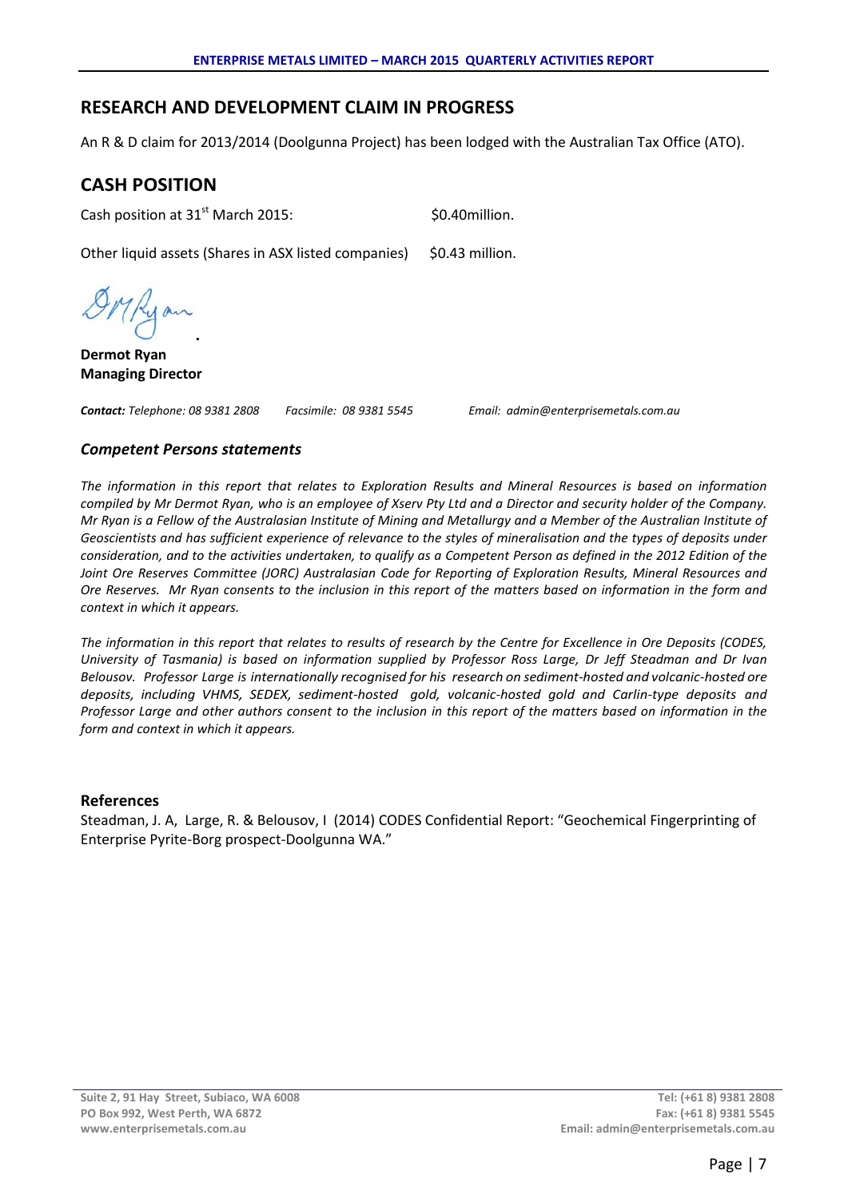## RESEARCH AND DEVELOPMENT CLAIM IN PROGRESS

An R & D claim for 2013/2014 (Doolgunna Project) has been lodged with the Australian Tax Office (ATO).

## CASH POSITION

Cash position at 31st March 2015: $0.40million.

Other liquid assets (Shares in ASX listed companies) $0.43 million.

**Dermot Ryan**
**Managing Director**

***Contact:*** *Telephone: 08 9381 2808* *Facsimile: 08 9381 5545* *Email: admin@enterprisemetals.com.au*

### *Competent Persons statements*

*The information in this report that relates to Exploration Results and Mineral Resources is based on information compiled by Mr Dermot Ryan, who is an employee of Xserv Pty Ltd and a Director and security holder of the Company. Mr Ryan is a Fellow of the Australasian Institute of Mining and Metallurgy and a Member of the Australian Institute of Geoscientists and has sufficient experience of relevance to the styles of mineralisation and the types of deposits under consideration, and to the activities undertaken, to qualify as a Competent Person as defined in the 2012 Edition of the Joint Ore Reserves Committee (JORC) Australasian Code for Reporting of Exploration Results, Mineral Resources and Ore Reserves. Mr Ryan consents to the inclusion in this report of the matters based on information in the form and context in which it appears.*

*The information in this report that relates to results of research by the Centre for Excellence in Ore Deposits (CODES, University of Tasmania) is based on information supplied by Professor Ross Large, Dr Jeff Steadman and Dr Ivan Belousov. Professor Large is internationally recognised for his research on sediment-hosted and volcanic-hosted ore deposits, including VHMS, SEDEX, sediment-hosted gold, volcanic-hosted gold and Carlin-type deposits and Professor Large and other authors consent to the inclusion in this report of the matters based on information in the form and context in which it appears.*

### References

Steadman, J. A, Large, R. & Belousov, I (2014) CODES Confidential Report: "Geochemical Fingerprinting of Enterprise Pyrite-Borg prospect-Doolgunna WA."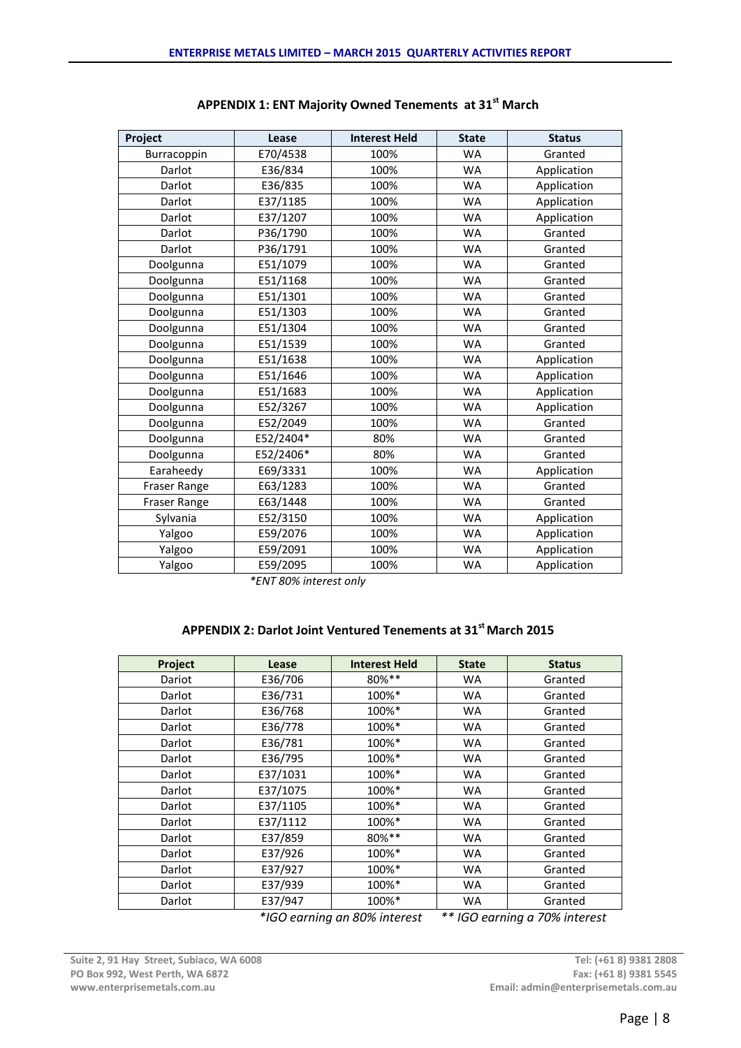## APPENDIX 1: ENT Majority Owned Tenements at 31st March

| Project | Lease | Interest Held | State | Status |
|---|---|---|---|---|
| Burracoppin | E70/4538 | 100% | WA | Granted |
| Darlot | E36/834 | 100% | WA | Application |
| Darlot | E36/835 | 100% | WA | Application |
| Darlot | E37/1185 | 100% | WA | Application |
| Darlot | E37/1207 | 100% | WA | Application |
| Darlot | P36/1790 | 100% | WA | Granted |
| Darlot | P36/1791 | 100% | WA | Granted |
| Doolgunna | E51/1079 | 100% | WA | Granted |
| Doolgunna | E51/1168 | 100% | WA | Granted |
| Doolgunna | E51/1301 | 100% | WA | Granted |
| Doolgunna | E51/1303 | 100% | WA | Granted |
| Doolgunna | E51/1304 | 100% | WA | Granted |
| Doolgunna | E51/1539 | 100% | WA | Granted |
| Doolgunna | E51/1638 | 100% | WA | Application |
| Doolgunna | E51/1646 | 100% | WA | Application |
| Doolgunna | E51/1683 | 100% | WA | Application |
| Doolgunna | E52/3267 | 100% | WA | Application |
| Doolgunna | E52/2049 | 100% | WA | Granted |
| Doolgunna | E52/2404* | 80% | WA | Granted |
| Doolgunna | E52/2406* | 80% | WA | Granted |
| Earaheedy | E69/3331 | 100% | WA | Application |
| Fraser Range | E63/1283 | 100% | WA | Granted |
| Fraser Range | E63/1448 | 100% | WA | Granted |
| Sylvania | E52/3150 | 100% | WA | Application |
| Yalgoo | E59/2076 | 100% | WA | Application |
| Yalgoo | E59/2091 | 100% | WA | Application |
| Yalgoo | E59/2095 | 100% | WA | Application |

*\*ENT 80% interest only*

## APPENDIX 2: Darlot Joint Ventured Tenements at 31st March 2015

| Project | Lease | Interest Held | State | Status |
|---|---|---|---|---|
| Dariot | E36/706 | 80%** | WA | Granted |
| Darlot | E36/731 | 100%* | WA | Granted |
| Darlot | E36/768 | 100%* | WA | Granted |
| Darlot | E36/778 | 100%* | WA | Granted |
| Darlot | E36/781 | 100%* | WA | Granted |
| Darlot | E36/795 | 100%* | WA | Granted |
| Darlot | E37/1031 | 100%* | WA | Granted |
| Darlot | E37/1075 | 100%* | WA | Granted |
| Darlot | E37/1105 | 100%* | WA | Granted |
| Darlot | E37/1112 | 100%* | WA | Granted |
| Darlot | E37/859 | 80%** | WA | Granted |
| Darlot | E37/926 | 100%* | WA | Granted |
| Darlot | E37/927 | 100%* | WA | Granted |
| Darlot | E37/939 | 100%* | WA | Granted |
| Darlot | E37/947 | 100%* | WA | Granted |

*\*IGO earning an 80% interest* *\*\* IGO earning a 70% interest*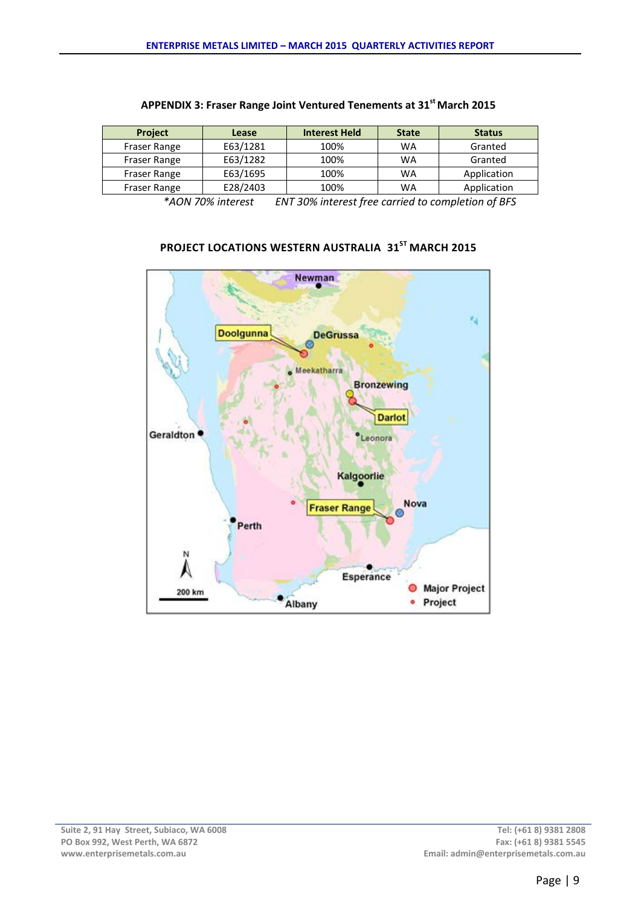## APPENDIX 3: Fraser Range Joint Ventured Tenements at 31st March 2015

| Project | Lease | Interest Held | State | Status |
|---|---|---|---|---|
| Fraser Range | E63/1281 | 100% | WA | Granted |
| Fraser Range | E63/1282 | 100% | WA | Granted |
| Fraser Range | E63/1695 | 100% | WA | Application |
| Fraser Range | E28/2403 | 100% | WA | Application |

*\*AON 70% interest ENT 30% interest free carried to completion of BFS*

## PROJECT LOCATIONS WESTERN AUSTRALIA 31ST MARCH 2015

Newman
Doolgunna
DeGrussa
Meekatharra
Bronzewing
Darlot
Geraldton
Leonora
Kalgoorlie
Fraser Range
Nova
Perth
Esperance
Albany
200 km
N
Major Project
Project